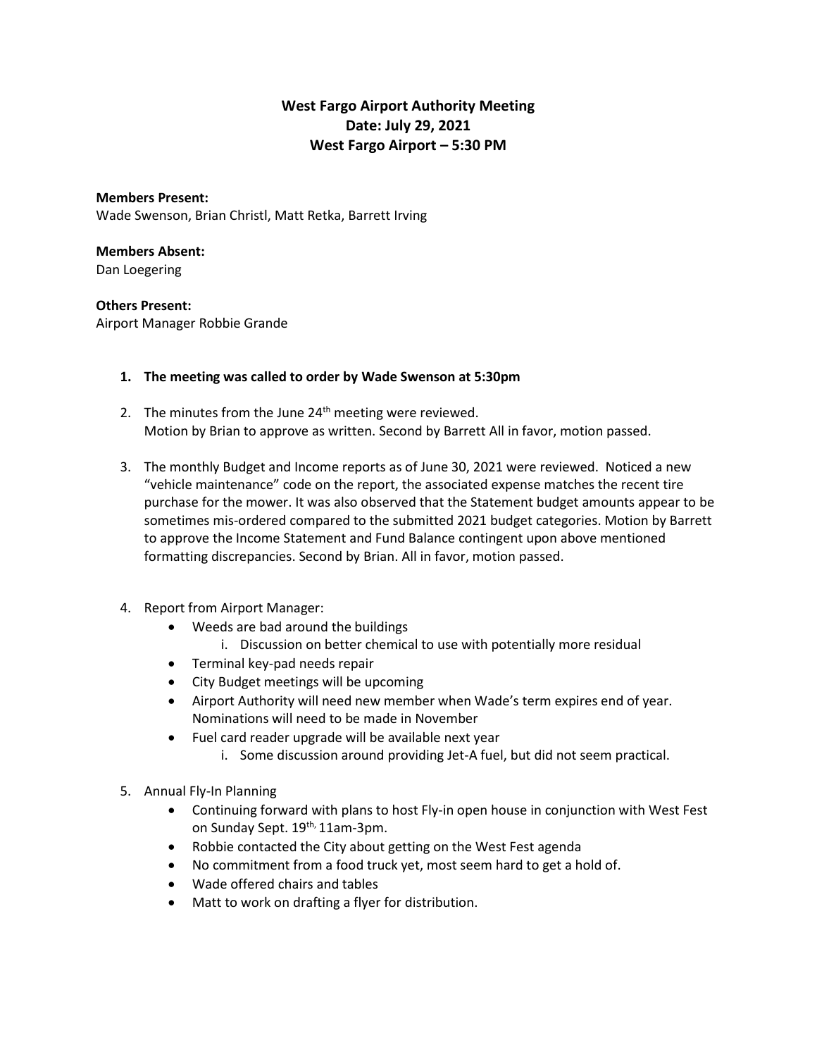**West Fargo Airport Authority Meeting**
**Date: July 29, 2021**
**West Fargo Airport – 5:30 PM**

**Members Present:**
Wade Swenson, Brian Christl, Matt Retka, Barrett Irving

**Members Absent:**
Dan Loegering

**Others Present:**
Airport Manager Robbie Grande

1. **The meeting was called to order by Wade Swenson at 5:30pm**
2. The minutes from the June 24th meeting were reviewed.
   Motion by Brian to approve as written. Second by Barrett All in favor, motion passed.
3. The monthly Budget and Income reports as of June 30, 2021 were reviewed. Noticed a new "vehicle maintenance" code on the report, the associated expense matches the recent tire purchase for the mower. It was also observed that the Statement budget amounts appear to be sometimes mis-ordered compared to the submitted 2021 budget categories. Motion by Barrett to approve the Income Statement and Fund Balance contingent upon above mentioned formatting discrepancies. Second by Brian. All in favor, motion passed.
4. Report from Airport Manager:
   - Weeds are bad around the buildings
     i. Discussion on better chemical to use with potentially more residual
   - Terminal key-pad needs repair
   - City Budget meetings will be upcoming
   - Airport Authority will need new member when Wade's term expires end of year. Nominations will need to be made in November
   - Fuel card reader upgrade will be available next year
     i. Some discussion around providing Jet-A fuel, but did not seem practical.
5. Annual Fly-In Planning
   - Continuing forward with plans to host Fly-in open house in conjunction with West Fest on Sunday Sept. 19th, 11am-3pm.
   - Robbie contacted the City about getting on the West Fest agenda
   - No commitment from a food truck yet, most seem hard to get a hold of.
   - Wade offered chairs and tables
   - Matt to work on drafting a flyer for distribution.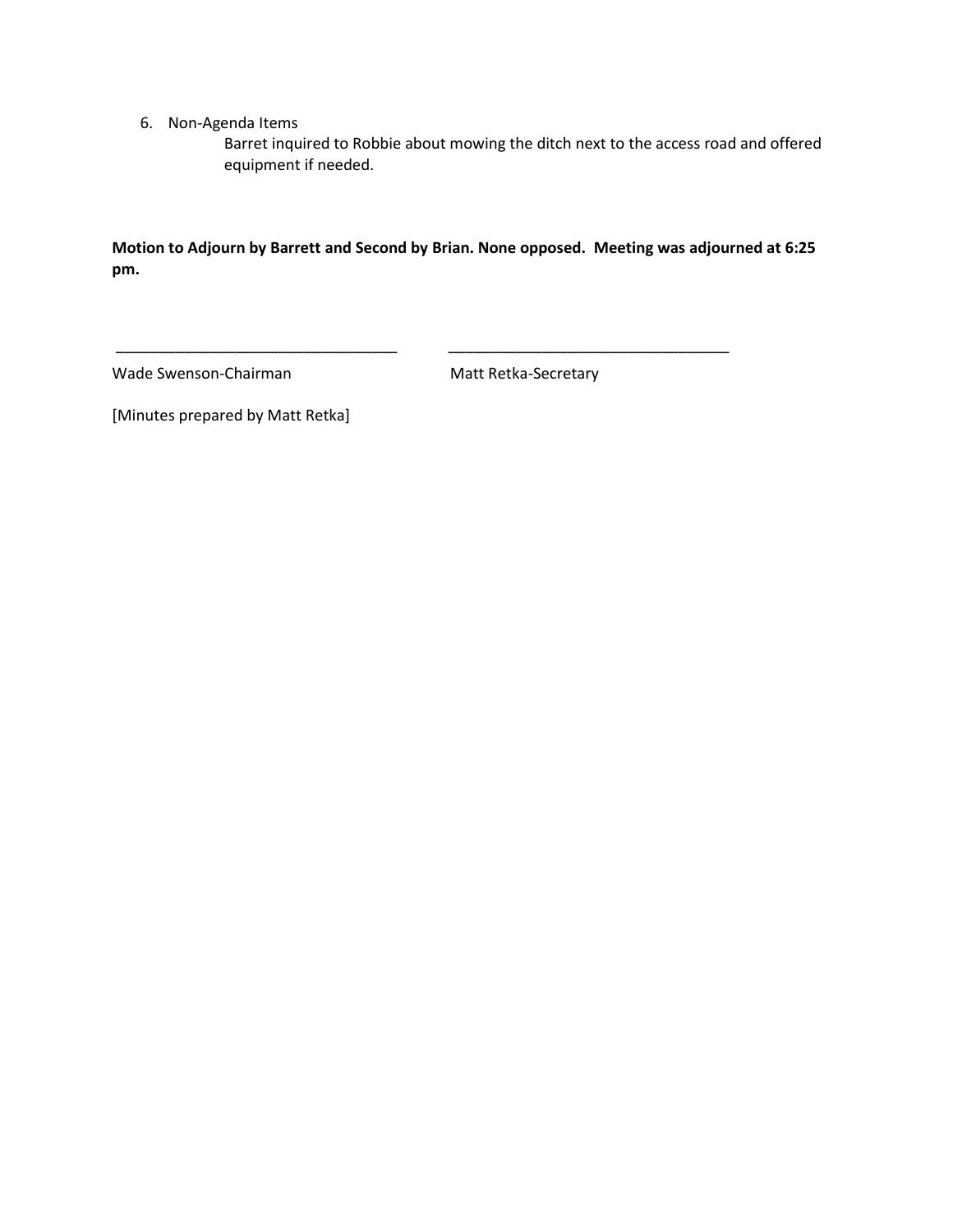6. Non-Agenda Items

    Barret inquired to Robbie about mowing the ditch next to the access road and offered equipment if needed.

**Motion to Adjourn by Barrett and Second by Brian. None opposed. Meeting was adjourned at 6:25 pm.**

\_\_\_\_\_\_\_\_\_\_\_\_\_\_\_\_\_\_\_\_\_\_\_\_\_\_\_\_\_\_\_\_\_\_\_ \_\_\_\_\_\_\_\_\_\_\_\_\_\_\_\_\_\_\_\_\_\_\_\_\_\_\_\_\_\_\_\_\_\_\_

Wade Swenson-Chairman Matt Retka-Secretary

[Minutes prepared by Matt Retka]